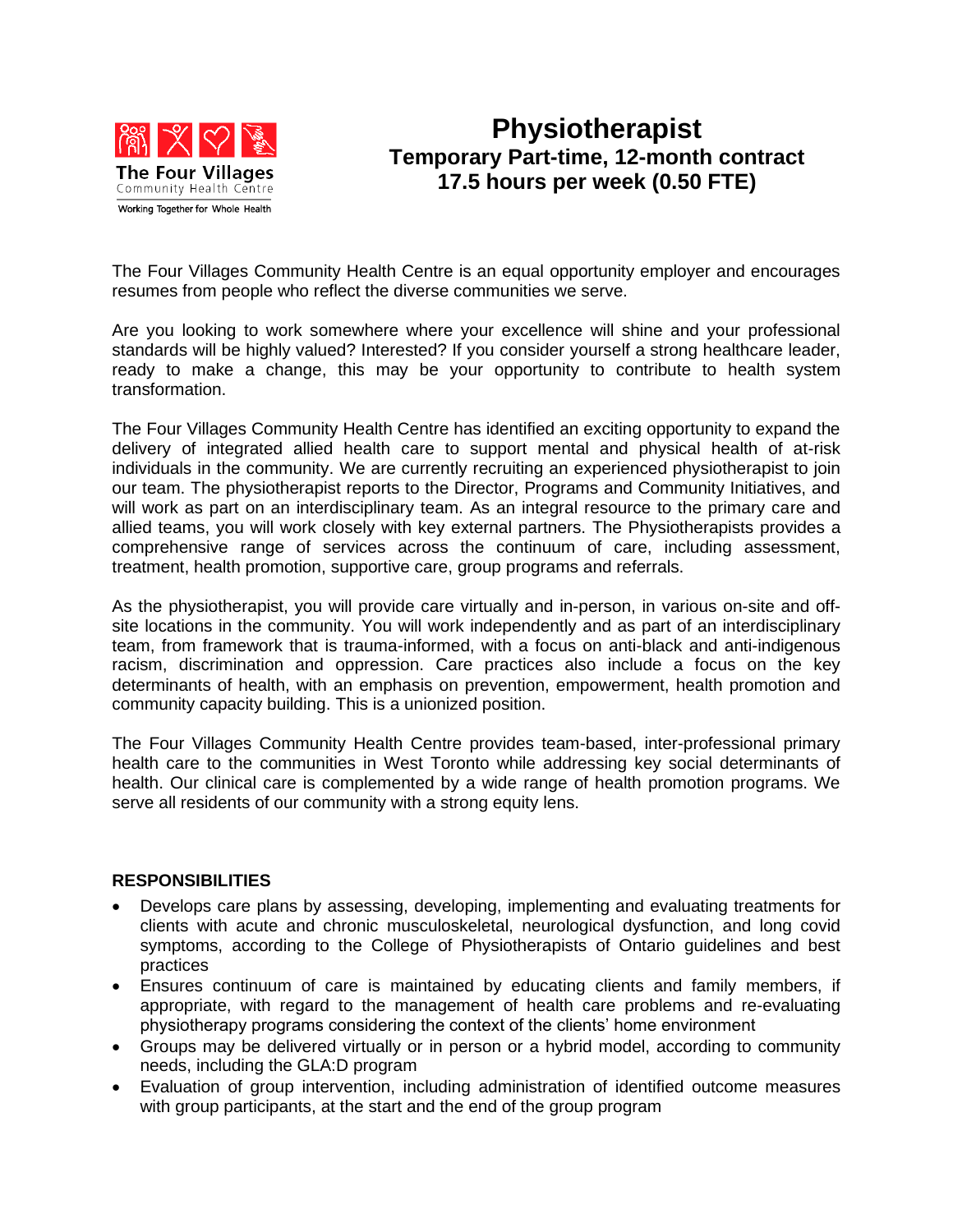The Four Villages
Community Health Centre
Working Together for Whole Health

# Physiotherapist

## Temporary Part-time, 12-month contract
## 17.5 hours per week (0.50 FTE)

The Four Villages Community Health Centre is an equal opportunity employer and encourages resumes from people who reflect the diverse communities we serve.

Are you looking to work somewhere where your excellence will shine and your professional standards will be highly valued? Interested? If you consider yourself a strong healthcare leader, ready to make a change, this may be your opportunity to contribute to health system transformation.

The Four Villages Community Health Centre has identified an exciting opportunity to expand the delivery of integrated allied health care to support mental and physical health of at-risk individuals in the community. We are currently recruiting an experienced physiotherapist to join our team. The physiotherapist reports to the Director, Programs and Community Initiatives, and will work as part on an interdisciplinary team. As an integral resource to the primary care and allied teams, you will work closely with key external partners. The Physiotherapists provides a comprehensive range of services across the continuum of care, including assessment, treatment, health promotion, supportive care, group programs and referrals.

As the physiotherapist, you will provide care virtually and in-person, in various on-site and off-site locations in the community. You will work independently and as part of an interdisciplinary team, from framework that is trauma-informed, with a focus on anti-black and anti-indigenous racism, discrimination and oppression. Care practices also include a focus on the key determinants of health, with an emphasis on prevention, empowerment, health promotion and community capacity building. This is a unionized position.

The Four Villages Community Health Centre provides team-based, inter-professional primary health care to the communities in West Toronto while addressing key social determinants of health. Our clinical care is complemented by a wide range of health promotion programs. We serve all residents of our community with a strong equity lens.

**RESPONSIBILITIES**

- Develops care plans by assessing, developing, implementing and evaluating treatments for clients with acute and chronic musculoskeletal, neurological dysfunction, and long covid symptoms, according to the College of Physiotherapists of Ontario guidelines and best practices
- Ensures continuum of care is maintained by educating clients and family members, if appropriate, with regard to the management of health care problems and re-evaluating physiotherapy programs considering the context of the clients' home environment
- Groups may be delivered virtually or in person or a hybrid model, according to community needs, including the GLA:D program
- Evaluation of group intervention, including administration of identified outcome measures with group participants, at the start and the end of the group program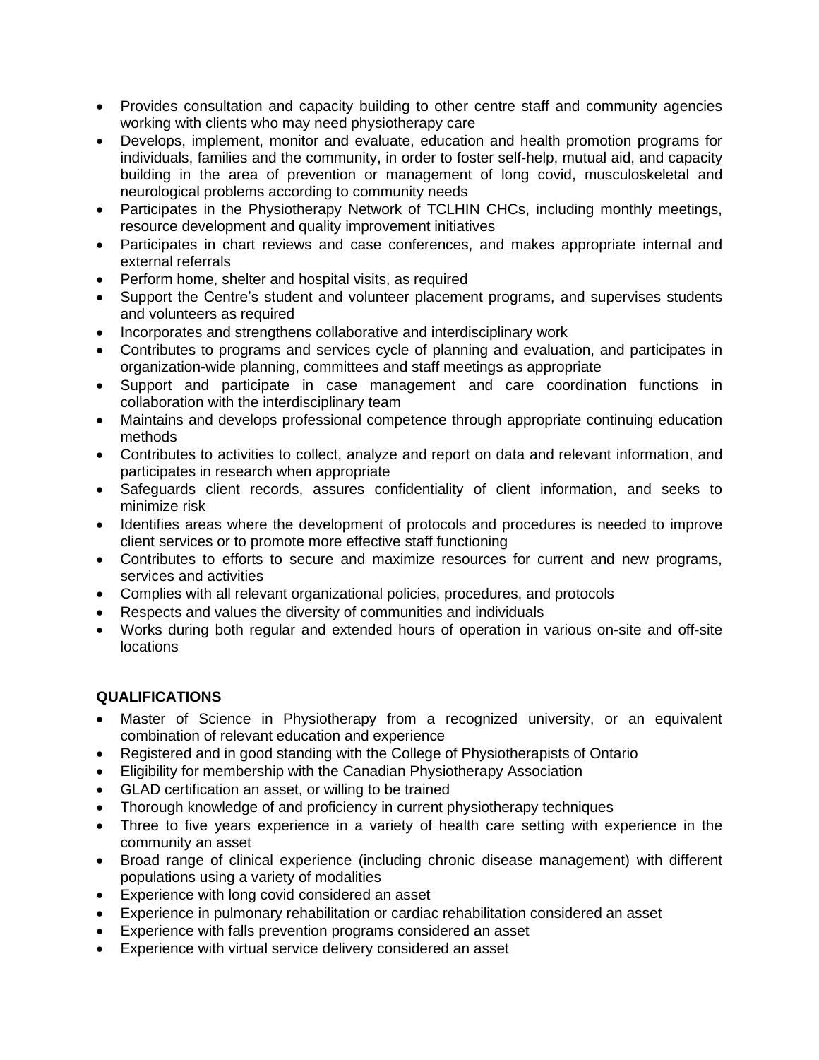- Provides consultation and capacity building to other centre staff and community agencies working with clients who may need physiotherapy care
- Develops, implement, monitor and evaluate, education and health promotion programs for individuals, families and the community, in order to foster self-help, mutual aid, and capacity building in the area of prevention or management of long covid, musculoskeletal and neurological problems according to community needs
- Participates in the Physiotherapy Network of TCLHIN CHCs, including monthly meetings, resource development and quality improvement initiatives
- Participates in chart reviews and case conferences, and makes appropriate internal and external referrals
- Perform home, shelter and hospital visits, as required
- Support the Centre's student and volunteer placement programs, and supervises students and volunteers as required
- Incorporates and strengthens collaborative and interdisciplinary work
- Contributes to programs and services cycle of planning and evaluation, and participates in organization-wide planning, committees and staff meetings as appropriate
- Support and participate in case management and care coordination functions in collaboration with the interdisciplinary team
- Maintains and develops professional competence through appropriate continuing education methods
- Contributes to activities to collect, analyze and report on data and relevant information, and participates in research when appropriate
- Safeguards client records, assures confidentiality of client information, and seeks to minimize risk
- Identifies areas where the development of protocols and procedures is needed to improve client services or to promote more effective staff functioning
- Contributes to efforts to secure and maximize resources for current and new programs, services and activities
- Complies with all relevant organizational policies, procedures, and protocols
- Respects and values the diversity of communities and individuals
- Works during both regular and extended hours of operation in various on-site and off-site locations

**QUALIFICATIONS**

- Master of Science in Physiotherapy from a recognized university, or an equivalent combination of relevant education and experience
- Registered and in good standing with the College of Physiotherapists of Ontario
- Eligibility for membership with the Canadian Physiotherapy Association
- GLAD certification an asset, or willing to be trained
- Thorough knowledge of and proficiency in current physiotherapy techniques
- Three to five years experience in a variety of health care setting with experience in the community an asset
- Broad range of clinical experience (including chronic disease management) with different populations using a variety of modalities
- Experience with long covid considered an asset
- Experience in pulmonary rehabilitation or cardiac rehabilitation considered an asset
- Experience with falls prevention programs considered an asset
- Experience with virtual service delivery considered an asset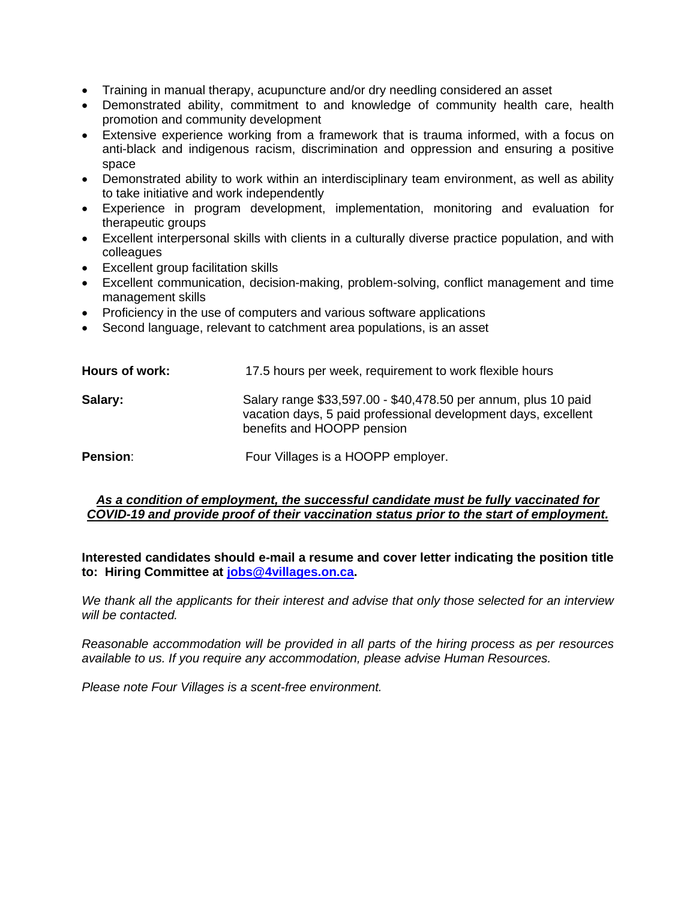- Training in manual therapy, acupuncture and/or dry needling considered an asset
- Demonstrated ability, commitment to and knowledge of community health care, health promotion and community development
- Extensive experience working from a framework that is trauma informed, with a focus on anti-black and indigenous racism, discrimination and oppression and ensuring a positive space
- Demonstrated ability to work within an interdisciplinary team environment, as well as ability to take initiative and work independently
- Experience in program development, implementation, monitoring and evaluation for therapeutic groups
- Excellent interpersonal skills with clients in a culturally diverse practice population, and with colleagues
- Excellent group facilitation skills
- Excellent communication, decision-making, problem-solving, conflict management and time management skills
- Proficiency in the use of computers and various software applications
- Second language, relevant to catchment area populations, is an asset

| | |
|---|---|
| **Hours of work:** | 17.5 hours per week, requirement to work flexible hours |
| **Salary:** | Salary range $33,597.00 - $40,478.50 per annum, plus 10 paid vacation days, 5 paid professional development days, excellent benefits and HOOPP pension |
| **Pension**: | Four Villages is a HOOPP employer. |

***As a condition of employment, the successful candidate must be fully vaccinated for COVID-19 and provide proof of their vaccination status prior to the start of employment.***

**Interested candidates should e-mail a resume and cover letter indicating the position title to: Hiring Committee at jobs@4villages.on.ca.**

*We thank all the applicants for their interest and advise that only those selected for an interview will be contacted.*

*Reasonable accommodation will be provided in all parts of the hiring process as per resources available to us. If you require any accommodation, please advise Human Resources.*

*Please note Four Villages is a scent-free environment.*